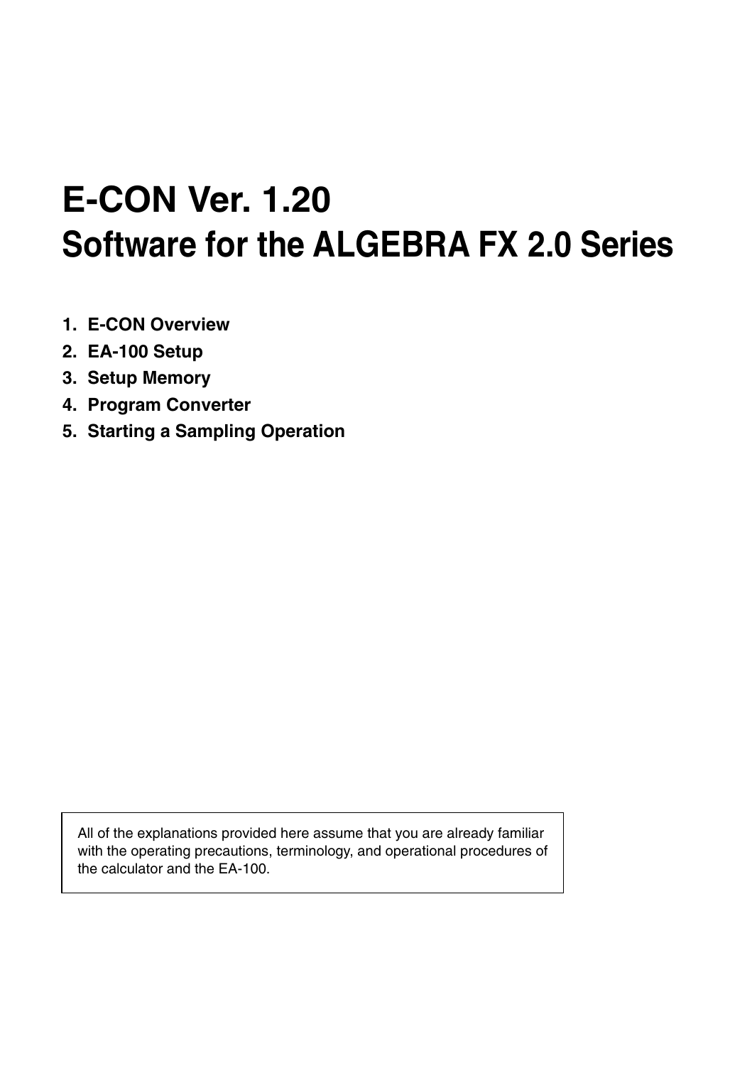# E-CON Ver. 1.20
# Software for the ALGEBRA FX 2.0 Series

1. **E-CON Overview**
2. **EA-100 Setup**
3. **Setup Memory**
4. **Program Converter**
5. **Starting a Sampling Operation**

All of the explanations provided here assume that you are already familiar with the operating precautions, terminology, and operational procedures of the calculator and the EA-100.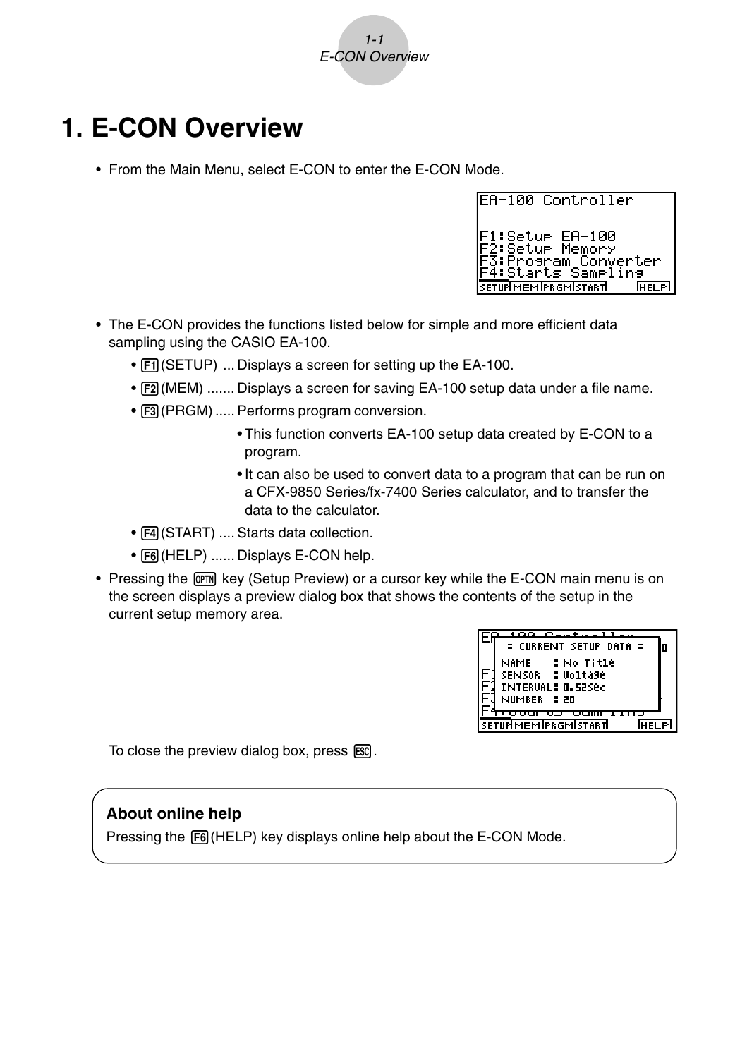# 1. E-CON Overview

- From the Main Menu, select E-CON to enter the E-CON Mode.

- The E-CON provides the functions listed below for simple and more efficient data sampling using the CASIO EA-100.
  - F1 (SETUP) ... Displays a screen for setting up the EA-100.
  - F2 (MEM) ....... Displays a screen for saving EA-100 setup data under a file name.
  - F3 (PRGM) ..... Performs program conversion.
    - This function converts EA-100 setup data created by E-CON to a program.
    - It can also be used to convert data to a program that can be run on a CFX-9850 Series/fx-7400 Series calculator, and to transfer the data to the calculator.
  - F4 (START) .... Starts data collection.
  - F6 (HELP) ...... Displays E-CON help.
- Pressing the OPTN key (Setup Preview) or a cursor key while the E-CON main menu is on the screen displays a preview dialog box that shows the contents of the setup in the current setup memory area.

To close the preview dialog box, press ESC.

**About online help**

Pressing the F6 (HELP) key displays online help about the E-CON Mode.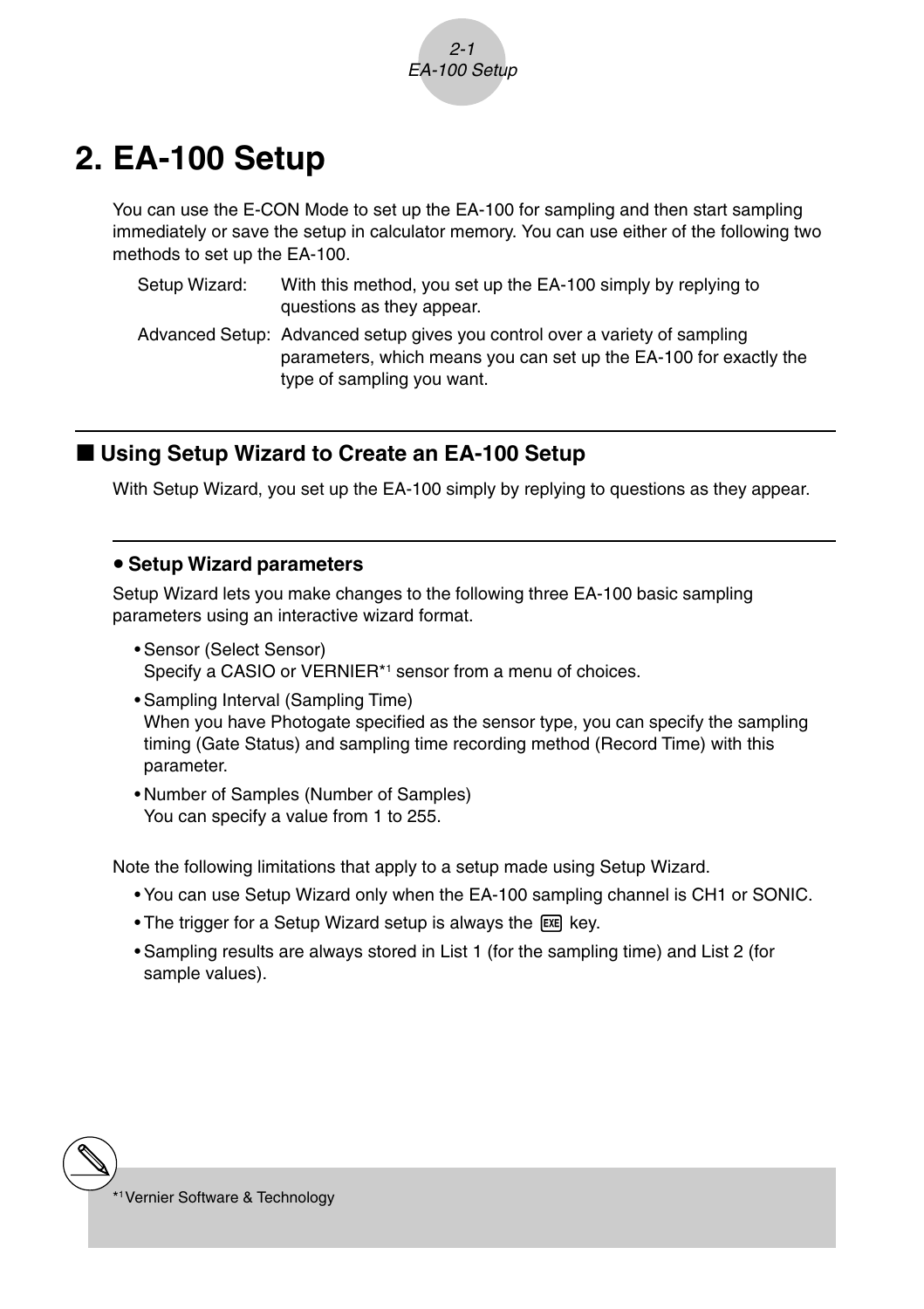# 2. EA-100 Setup

You can use the E-CON Mode to set up the EA-100 for sampling and then start sampling immediately or save the setup in calculator memory. You can use either of the following two methods to set up the EA-100.

Setup Wizard: With this method, you set up the EA-100 simply by replying to questions as they appear.

Advanced Setup: Advanced setup gives you control over a variety of sampling parameters, which means you can set up the EA-100 for exactly the type of sampling you want.

## ■ Using Setup Wizard to Create an EA-100 Setup

With Setup Wizard, you set up the EA-100 simply by replying to questions as they appear.

### • Setup Wizard parameters

Setup Wizard lets you make changes to the following three EA-100 basic sampling parameters using an interactive wizard format.

- Sensor (Select Sensor)
  Specify a CASIO or VERNIER[*1] sensor from a menu of choices.
- Sampling Interval (Sampling Time)
  When you have Photogate specified as the sensor type, you can specify the sampling timing (Gate Status) and sampling time recording method (Record Time) with this parameter.
- Number of Samples (Number of Samples)
  You can specify a value from 1 to 255.

Note the following limitations that apply to a setup made using Setup Wizard.

- You can use Setup Wizard only when the EA-100 sampling channel is CH1 or SONIC.
- The trigger for a Setup Wizard setup is always the EXE key.
- Sampling results are always stored in List 1 (for the sampling time) and List 2 (for sample values).

[*1] Vernier Software & Technology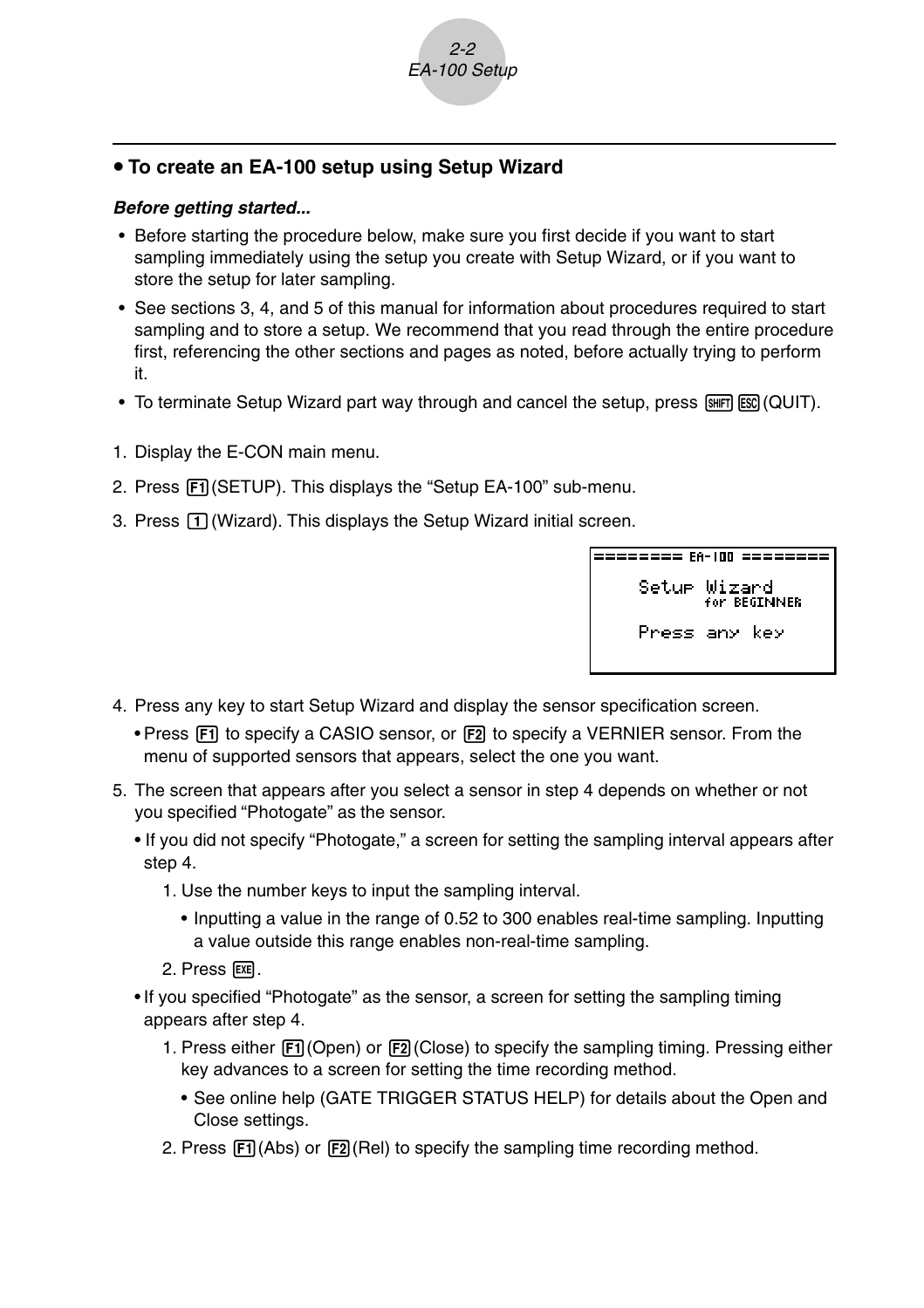## • To create an EA-100 setup using Setup Wizard

***Before getting started...***

- Before starting the procedure below, make sure you first decide if you want to start sampling immediately using the setup you create with Setup Wizard, or if you want to store the setup for later sampling.
- See sections 3, 4, and 5 of this manual for information about procedures required to start sampling and to store a setup. We recommend that you read through the entire procedure first, referencing the other sections and pages as noted, before actually trying to perform it.
- To terminate Setup Wizard part way through and cancel the setup, press SHIFT ESC (QUIT).

1. Display the E-CON main menu.
2. Press F1 (SETUP). This displays the "Setup EA-100" sub-menu.
3. Press 1 (Wizard). This displays the Setup Wizard initial screen.

```
======== EA-100 ========

     Setup Wizard
        for BEGINNER

     Press any key
```

4. Press any key to start Setup Wizard and display the sensor specification screen.
   - Press F1 to specify a CASIO sensor, or F2 to specify a VERNIER sensor. From the menu of supported sensors that appears, select the one you want.
5. The screen that appears after you select a sensor in step 4 depends on whether or not you specified "Photogate" as the sensor.
   - If you did not specify "Photogate," a screen for setting the sampling interval appears after step 4.
     1. Use the number keys to input the sampling interval.
        - Inputting a value in the range of 0.52 to 300 enables real-time sampling. Inputting a value outside this range enables non-real-time sampling.
     2. Press EXE.
   - If you specified "Photogate" as the sensor, a screen for setting the sampling timing appears after step 4.
     1. Press either F1 (Open) or F2 (Close) to specify the sampling timing. Pressing either key advances to a screen for setting the time recording method.
        - See online help (GATE TRIGGER STATUS HELP) for details about the Open and Close settings.
     2. Press F1 (Abs) or F2 (Rel) to specify the sampling time recording method.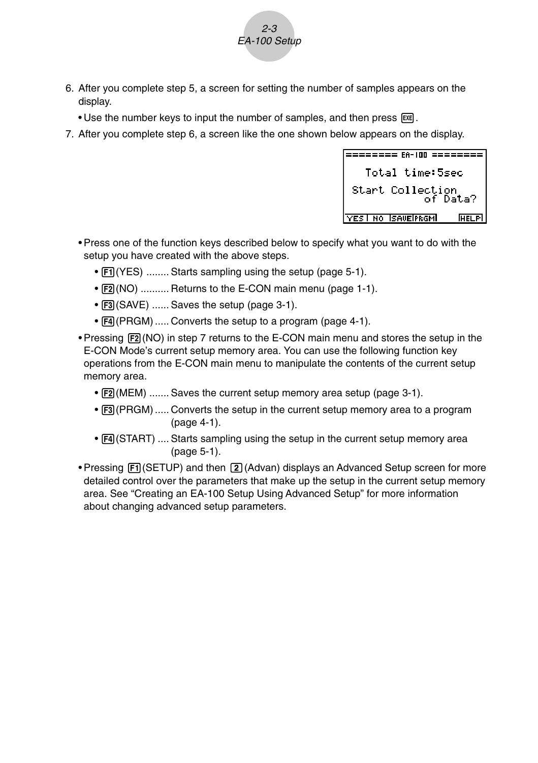6. After you complete step 5, a screen for setting the number of samples appears on the display.
   - Use the number keys to input the number of samples, and then press [EXE].
7. After you complete step 6, a screen like the one shown below appears on the display.

```
======== EA-100 ========
   Total time:5sec
 Start Collection
          of Data?
YES  NO  SAVE PRGM    HELP
```

   - Press one of the function keys described below to specify what you want to do with the setup you have created with the above steps.
     - [F1](YES) ........ Starts sampling using the setup (page 5-1).
     - [F2](NO) .......... Returns to the E-CON main menu (page 1-1).
     - [F3](SAVE) ...... Saves the setup (page 3-1).
     - [F4](PRGM) ..... Converts the setup to a program (page 4-1).
   - Pressing [F2](NO) in step 7 returns to the E-CON main menu and stores the setup in the E-CON Mode's current setup memory area. You can use the following function key operations from the E-CON main menu to manipulate the contents of the current setup memory area.
     - [F2](MEM) ....... Saves the current setup memory area setup (page 3-1).
     - [F3](PRGM) ..... Converts the setup in the current setup memory area to a program (page 4-1).
     - [F4](START) .... Starts sampling using the setup in the current setup memory area (page 5-1).
   - Pressing [F1](SETUP) and then [2](Advan) displays an Advanced Setup screen for more detailed control over the parameters that make up the setup in the current setup memory area. See "Creating an EA-100 Setup Using Advanced Setup" for more information about changing advanced setup parameters.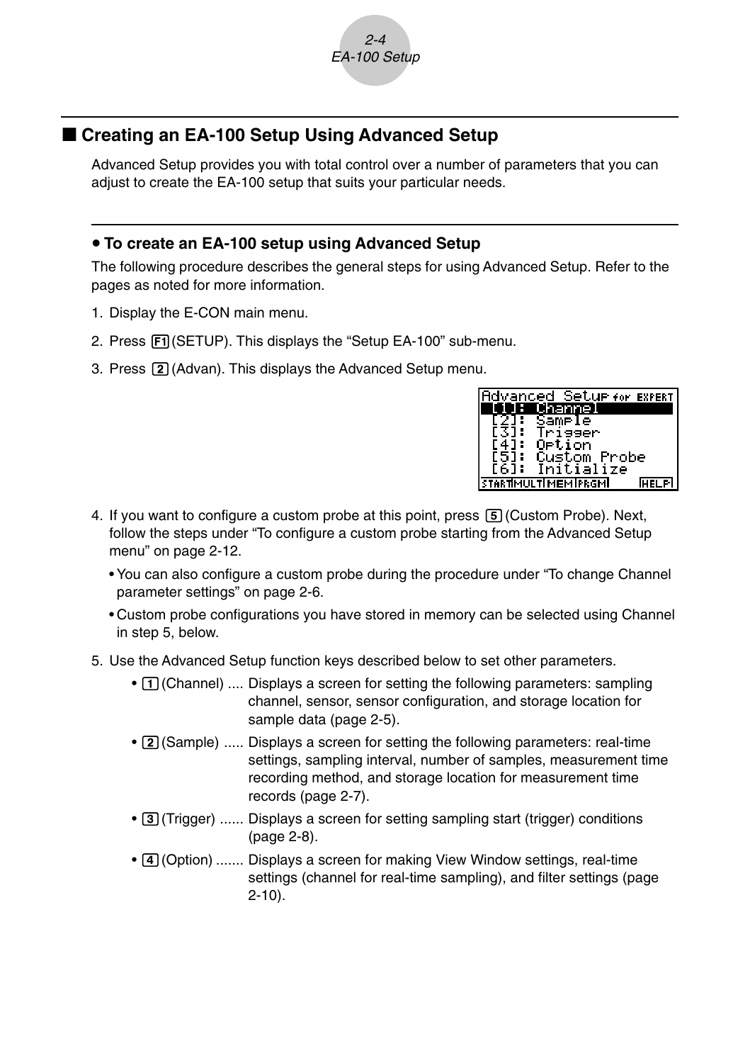## ■ Creating an EA-100 Setup Using Advanced Setup

Advanced Setup provides you with total control over a number of parameters that you can adjust to create the EA-100 setup that suits your particular needs.

### • To create an EA-100 setup using Advanced Setup

The following procedure describes the general steps for using Advanced Setup. Refer to the pages as noted for more information.

1. Display the E-CON main menu.
2. Press F1 (SETUP). This displays the “Setup EA-100” sub-menu.
3. Press 2 (Advan). This displays the Advanced Setup menu.

```
Advanced Setup for EXPERT
 [1]: Channel
 [2]: Sample
 [3]: Trigger
 [4]: Option
 [5]: Custom Probe
 [6]: Initialize
START MULT MEM PRGM      HELP
```

4. If you want to configure a custom probe at this point, press 5 (Custom Probe). Next, follow the steps under “To configure a custom probe starting from the Advanced Setup menu” on page 2-12.
   - You can also configure a custom probe during the procedure under “To change Channel parameter settings” on page 2-6.
   - Custom probe configurations you have stored in memory can be selected using Channel in step 5, below.
5. Use the Advanced Setup function keys described below to set other parameters.
   - 1 (Channel) .... Displays a screen for setting the following parameters: sampling channel, sensor, sensor configuration, and storage location for sample data (page 2-5).
   - 2 (Sample) ..... Displays a screen for setting the following parameters: real-time settings, sampling interval, number of samples, measurement time recording method, and storage location for measurement time records (page 2-7).
   - 3 (Trigger) ...... Displays a screen for setting sampling start (trigger) conditions (page 2-8).
   - 4 (Option) ....... Displays a screen for making View Window settings, real-time settings (channel for real-time sampling), and filter settings (page 2-10).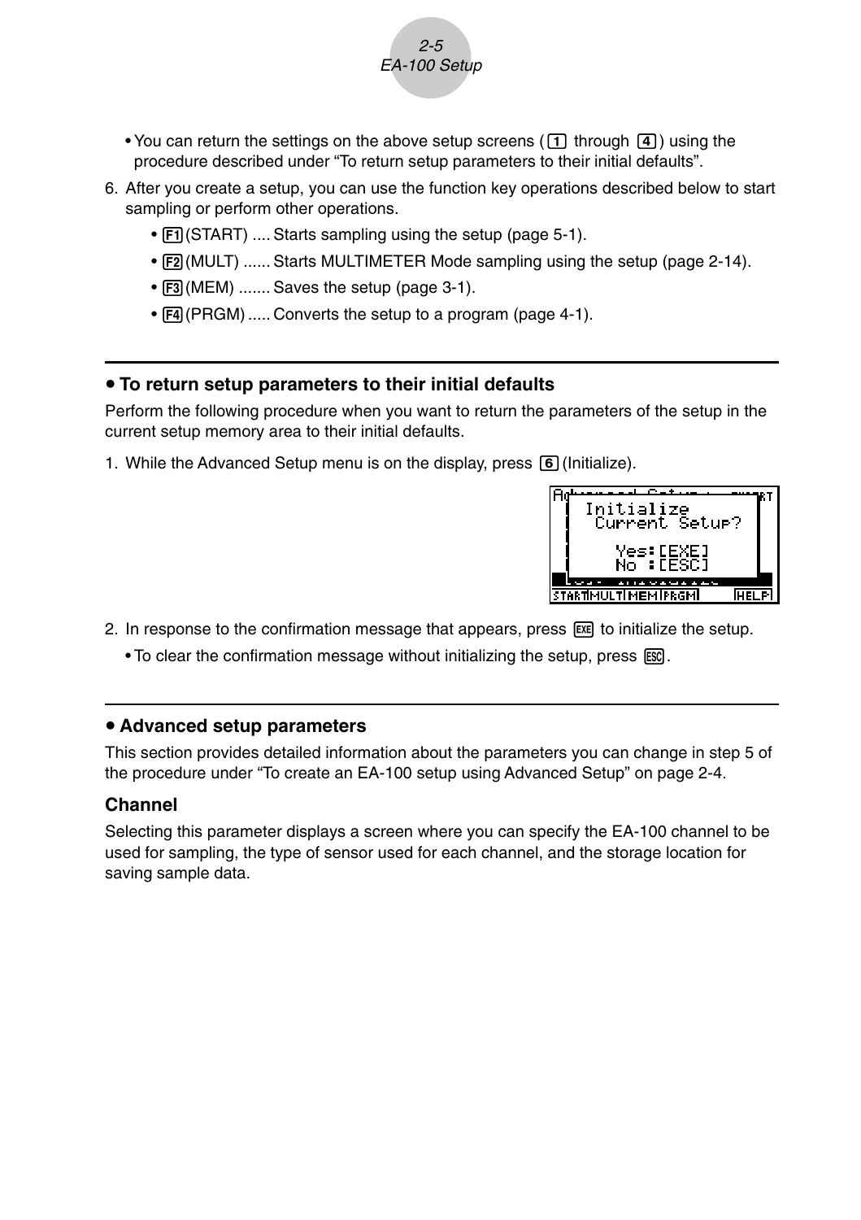- You can return the settings on the above setup screens (1 through 4) using the procedure described under “To return setup parameters to their initial defaults”.

6. After you create a setup, you can use the function key operations described below to start sampling or perform other operations.
   - F1(START) .... Starts sampling using the setup (page 5-1).
   - F2(MULT) ...... Starts MULTIMETER Mode sampling using the setup (page 2-14).
   - F3(MEM) ....... Saves the setup (page 3-1).
   - F4(PRGM) ..... Converts the setup to a program (page 4-1).

---

### • To return setup parameters to their initial defaults

Perform the following procedure when you want to return the parameters of the setup in the current setup memory area to their initial defaults.

1. While the Advanced Setup menu is on the display, press 6(Initialize).

2. In response to the confirmation message that appears, press EXE to initialize the setup.
   - To clear the confirmation message without initializing the setup, press ESC.

---

### • Advanced setup parameters

This section provides detailed information about the parameters you can change in step 5 of the procedure under “To create an EA-100 setup using Advanced Setup” on page 2-4.

#### Channel

Selecting this parameter displays a screen where you can specify the EA-100 channel to be used for sampling, the type of sensor used for each channel, and the storage location for saving sample data.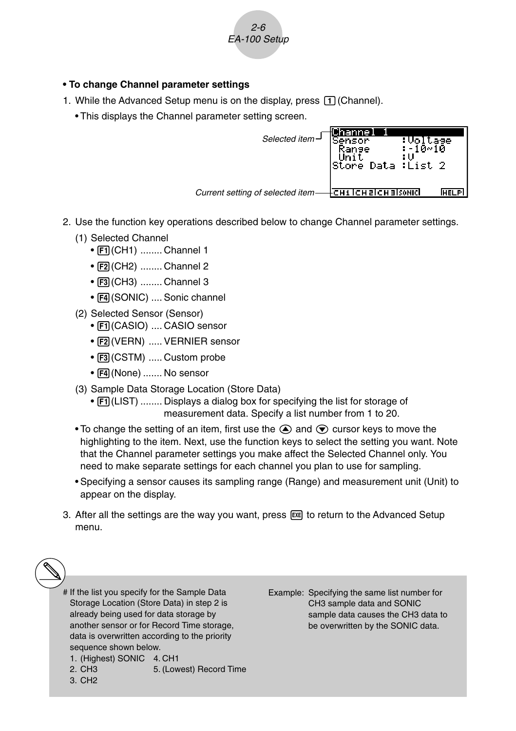**• To change Channel parameter settings**

1. While the Advanced Setup menu is on the display, press [1] (Channel).
   - This displays the Channel parameter setting screen.

```
Channel 1
Sensor      :Voltage
 Range      :-10~10
 Unit       :V
Store Data :List 2

CH1 CH2 CH3 SONIC      HELP
```

*Selected item*

*Current setting of selected item*

2. Use the function key operations described below to change Channel parameter settings.
   (1) Selected Channel
   - [F1] (CH1) ........ Channel 1
   - [F2] (CH2) ........ Channel 2
   - [F3] (CH3) ........ Channel 3
   - [F4] (SONIC) .... Sonic channel

   (2) Selected Sensor (Sensor)
   - [F1] (CASIO) .... CASIO sensor
   - [F2] (VERN) ..... VERNIER sensor
   - [F3] (CSTM) ..... Custom probe
   - [F4] (None) ....... No sensor

   (3) Sample Data Storage Location (Store Data)
   - [F1] (LIST) ........ Displays a dialog box for specifying the list for storage of measurement data. Specify a list number from 1 to 20.

   - To change the setting of an item, first use the ▲ and ▼ cursor keys to move the highlighting to the item. Next, use the function keys to select the setting you want. Note that the Channel parameter settings you make affect the Selected Channel only. You need to make separate settings for each channel you plan to use for sampling.
   - Specifying a sensor causes its sampling range (Range) and measurement unit (Unit) to appear on the display.

3. After all the settings are the way you want, press [EXE] to return to the Advanced Setup menu.

# If the list you specify for the Sample Data Storage Location (Store Data) in step 2 is already being used for data storage by another sensor or for Record Time storage, data is overwritten according to the priority sequence shown below.

1. (Highest) SONIC
2. CH3
3. CH2
4. CH1
5. (Lowest) Record Time

Example: Specifying the same list number for CH3 sample data and SONIC sample data causes the CH3 data to be overwritten by the SONIC data.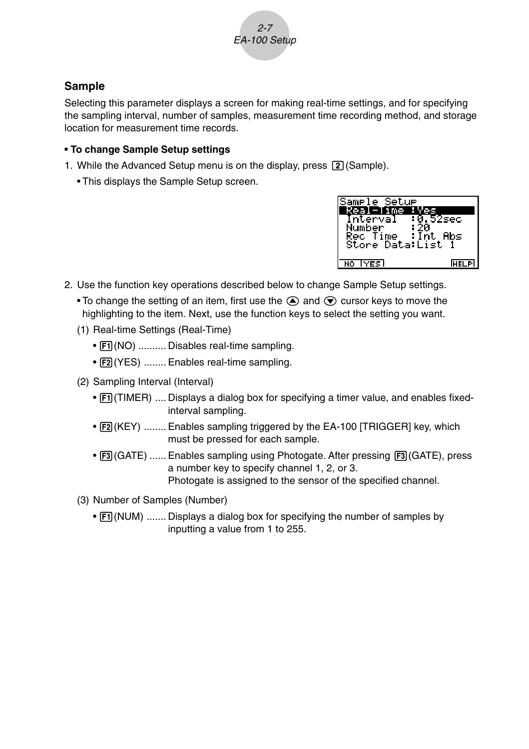## Sample

Selecting this parameter displays a screen for making real-time settings, and for specifying the sampling interval, number of samples, measurement time recording method, and storage location for measurement time records.

**• To change Sample Setup settings**

1. While the Advanced Setup menu is on the display, press [2] (Sample).
   - This displays the Sample Setup screen.

```
Sample Setup
 Real-Time :Yes
 Interval  :0.52sec
 Number    :20
 Rec Time  :Int Abs
 Store Data:List 1

 NO  YES            HELP
```

2. Use the function key operations described below to change Sample Setup settings.
   - To change the setting of an item, first use the ▲ and ▼ cursor keys to move the highlighting to the item. Next, use the function keys to select the setting you want.

   (1) Real-time Settings (Real-Time)
   - [F1] (NO) .......... Disables real-time sampling.
   - [F2] (YES) ........ Enables real-time sampling.

   (2) Sampling Interval (Interval)
   - [F1] (TIMER) .... Displays a dialog box for specifying a timer value, and enables fixed-interval sampling.
   - [F2] (KEY) ........ Enables sampling triggered by the EA-100 [TRIGGER] key, which must be pressed for each sample.
   - [F3] (GATE) ...... Enables sampling using Photogate. After pressing [F3] (GATE), press a number key to specify channel 1, 2, or 3.
     Photogate is assigned to the sensor of the specified channel.

   (3) Number of Samples (Number)
   - [F1] (NUM) ....... Displays a dialog box for specifying the number of samples by inputting a value from 1 to 255.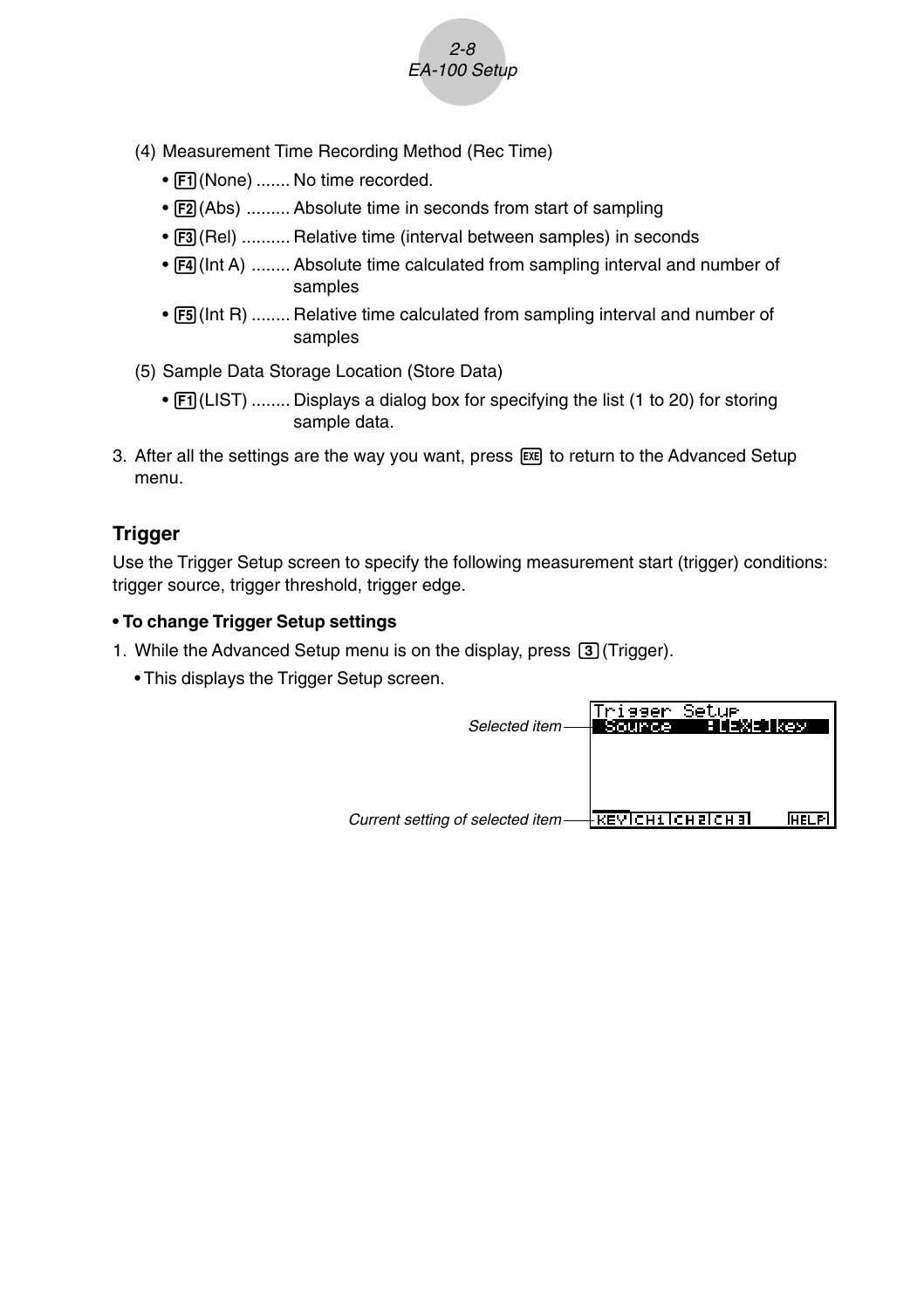(4) Measurement Time Recording Method (Rec Time)

- F1 (None) ....... No time recorded.
- F2 (Abs) ......... Absolute time in seconds from start of sampling
- F3 (Rel) .......... Relative time (interval between samples) in seconds
- F4 (Int A) ........ Absolute time calculated from sampling interval and number of samples
- F5 (Int R) ........ Relative time calculated from sampling interval and number of samples

(5) Sample Data Storage Location (Store Data)

- F1 (LIST) ........ Displays a dialog box for specifying the list (1 to 20) for storing sample data.

3. After all the settings are the way you want, press EXE to return to the Advanced Setup menu.

## Trigger

Use the Trigger Setup screen to specify the following measurement start (trigger) conditions: trigger source, trigger threshold, trigger edge.

**• To change Trigger Setup settings**

1. While the Advanced Setup menu is on the display, press 3 (Trigger).
   - This displays the Trigger Setup screen.

*Selected item*

*Current setting of selected item*

```
Trigger Setup
 Source    :[EXE]key

KEY CH1 CH2 CH3     HELP
```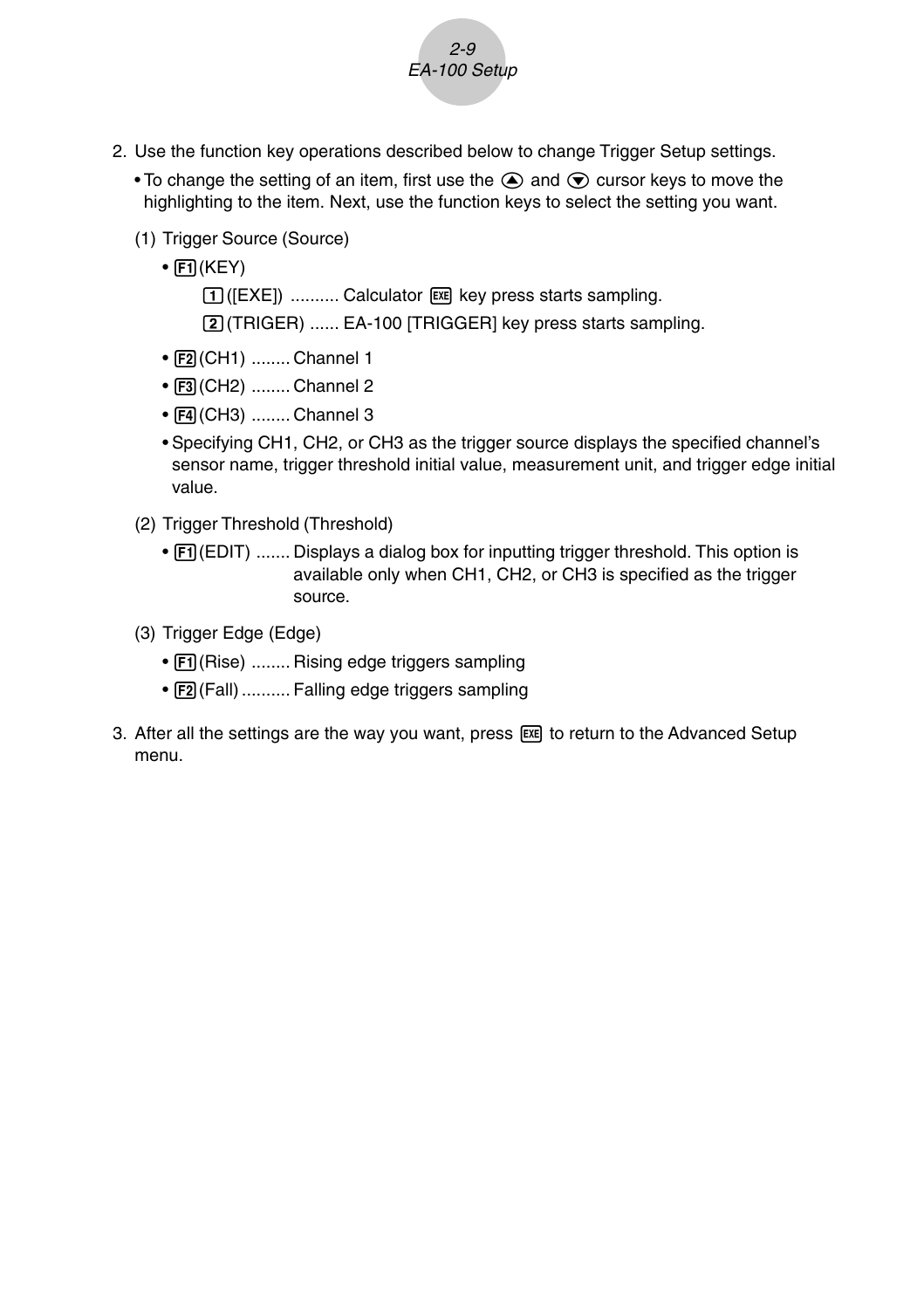2. Use the function key operations described below to change Trigger Setup settings.
   - To change the setting of an item, first use the ⏶ and ⏷ cursor keys to move the highlighting to the item. Next, use the function keys to select the setting you want.

   (1) Trigger Source (Source)
   - F1(KEY)
     - 1([EXE]) .......... Calculator EXE key press starts sampling.
     - 2(TRIGER) ...... EA-100 [TRIGGER] key press starts sampling.
   - F2(CH1) ........ Channel 1
   - F3(CH2) ........ Channel 2
   - F4(CH3) ........ Channel 3
   - Specifying CH1, CH2, or CH3 as the trigger source displays the specified channel's sensor name, trigger threshold initial value, measurement unit, and trigger edge initial value.

   (2) Trigger Threshold (Threshold)
   - F1(EDIT) ....... Displays a dialog box for inputting trigger threshold. This option is available only when CH1, CH2, or CH3 is specified as the trigger source.

   (3) Trigger Edge (Edge)
   - F1(Rise) ........ Rising edge triggers sampling
   - F2(Fall) .......... Falling edge triggers sampling

3. After all the settings are the way you want, press EXE to return to the Advanced Setup menu.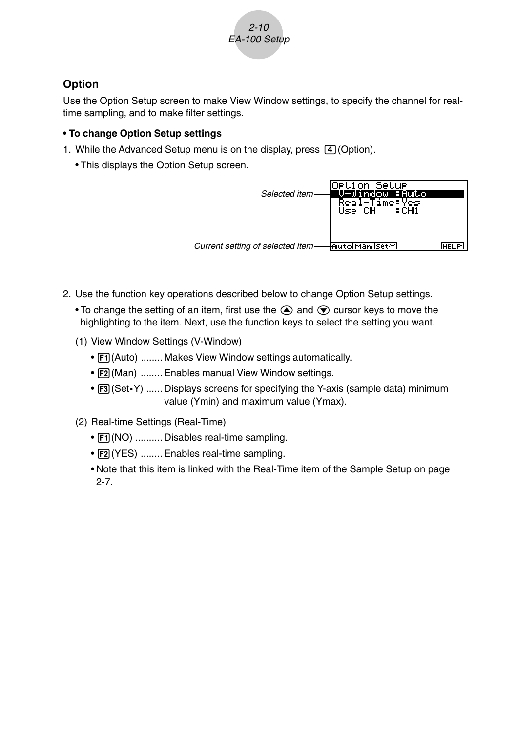### Option

Use the Option Setup screen to make View Window settings, to specify the channel for real-time sampling, and to make filter settings.

**• To change Option Setup settings**

1. While the Advanced Setup menu is on the display, press [4] (Option).
   - This displays the Option Setup screen.

   Selected item — Current setting of selected item

   ```
   Option Setup
    V-Window :Auto
    Real-Time:Yes
    Use CH   :CH1

   Auto Man Set·Y         HELP
   ```

2. Use the function key operations described below to change Option Setup settings.
   - To change the setting of an item, first use the ⊼ and ⊻ cursor keys to move the highlighting to the item. Next, use the function keys to select the setting you want.

   (1) View Window Settings (V-Window)
   - [F1] (Auto) ........ Makes View Window settings automatically.
   - [F2] (Man) ........ Enables manual View Window settings.
   - [F3] (Set•Y) ...... Displays screens for specifying the Y-axis (sample data) minimum value (Ymin) and maximum value (Ymax).

   (2) Real-time Settings (Real-Time)
   - [F1] (NO) .......... Disables real-time sampling.
   - [F2] (YES) ........ Enables real-time sampling.
   - Note that this item is linked with the Real-Time item of the Sample Setup on page 2-7.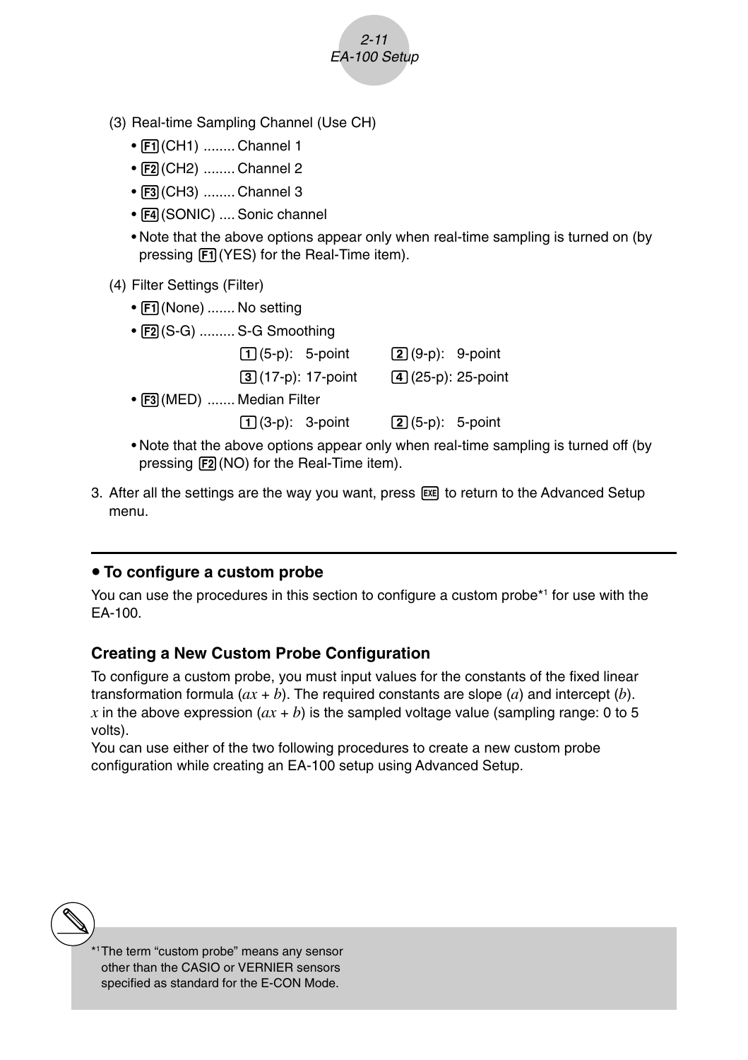(3) Real-time Sampling Channel (Use CH)

- F1 (CH1) ........ Channel 1
- F2 (CH2) ........ Channel 2
- F3 (CH3) ........ Channel 3
- F4 (SONIC) .... Sonic channel
- Note that the above options appear only when real-time sampling is turned on (by pressing F1 (YES) for the Real-Time item).

(4) Filter Settings (Filter)

- F1 (None) ....... No setting
- F2 (S-G) ......... S-G Smoothing
  - 1 (5-p): 5-point
  - 2 (9-p): 9-point
  - 3 (17-p): 17-point
  - 4 (25-p): 25-point
- F3 (MED) ....... Median Filter
  - 1 (3-p): 3-point
  - 2 (5-p): 5-point
- Note that the above options appear only when real-time sampling is turned off (by pressing F2 (NO) for the Real-Time item).

3. After all the settings are the way you want, press EXE to return to the Advanced Setup menu.

---

### • To configure a custom probe

You can use the procedures in this section to configure a custom probe*[1] for use with the EA-100.

#### Creating a New Custom Probe Configuration

To configure a custom probe, you must input values for the constants of the fixed linear transformation formula ($ax + b$). The required constants are slope ($a$) and intercept ($b$).
$x$ in the above expression ($ax + b$) is the sampled voltage value (sampling range: 0 to 5 volts).
You can use either of the two following procedures to create a new custom probe configuration while creating an EA-100 setup using Advanced Setup.

*[1] The term “custom probe” means any sensor other than the CASIO or VERNIER sensors specified as standard for the E-CON Mode.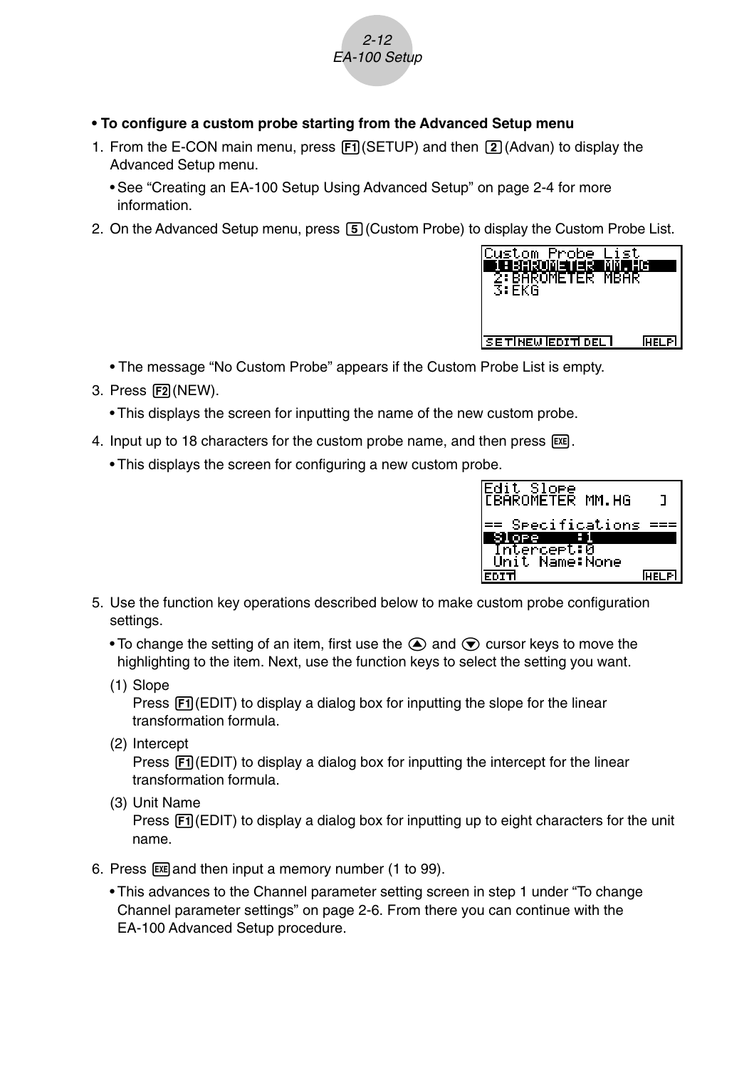**• To configure a custom probe starting from the Advanced Setup menu**

1. From the E-CON main menu, press F1(SETUP) and then 2(Advan) to display the Advanced Setup menu.
   - See "Creating an EA-100 Setup Using Advanced Setup" on page 2-4 for more information.
2. On the Advanced Setup menu, press 5(Custom Probe) to display the Custom Probe List.

```
Custom Probe List
 1:BAROMETER MM.HG
 2:BAROMETER MBAR
 3:EKG

SET NEW EDIT DEL     HELP
```

   - The message "No Custom Probe" appears if the Custom Probe List is empty.
3. Press F2(NEW).
   - This displays the screen for inputting the name of the new custom probe.
4. Input up to 18 characters for the custom probe name, and then press EXE.
   - This displays the screen for configuring a new custom probe.

```
Edit Slope
[BAROMETER MM.HG    ]

== Specifications ===
 Slope     :1
 Intercept:0
 Unit Name:None
EDIT                 HELP
```

5. Use the function key operations described below to make custom probe configuration settings.
   - To change the setting of an item, first use the ▲ and ▼ cursor keys to move the highlighting to the item. Next, use the function keys to select the setting you want.

   (1) Slope
   Press F1(EDIT) to display a dialog box for inputting the slope for the linear transformation formula.

   (2) Intercept
   Press F1(EDIT) to display a dialog box for inputting the intercept for the linear transformation formula.

   (3) Unit Name
   Press F1(EDIT) to display a dialog box for inputting up to eight characters for the unit name.

6. Press EXE and then input a memory number (1 to 99).
   - This advances to the Channel parameter setting screen in step 1 under "To change Channel parameter settings" on page 2-6. From there you can continue with the EA-100 Advanced Setup procedure.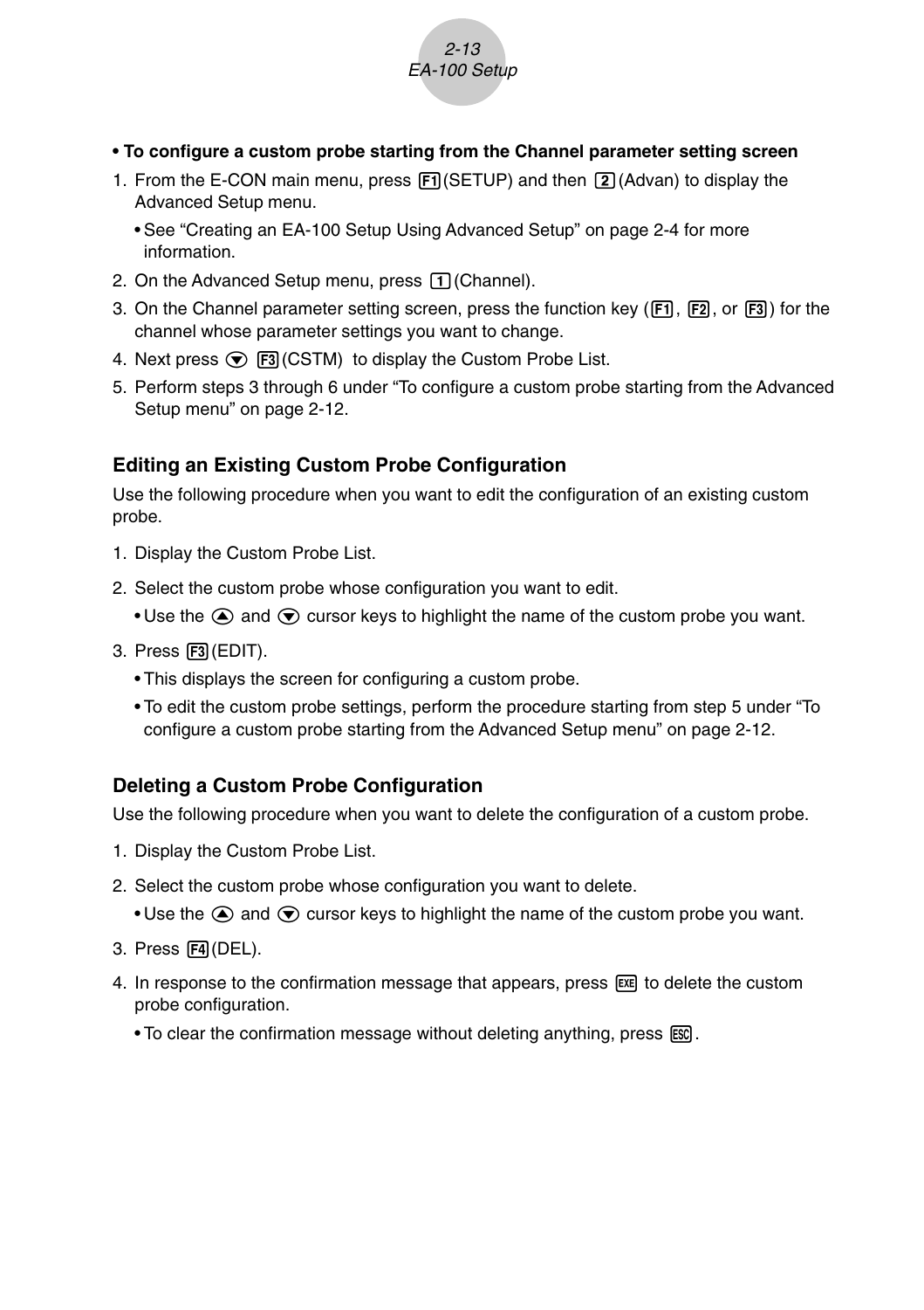**• To configure a custom probe starting from the Channel parameter setting screen**

1. From the E-CON main menu, press F1(SETUP) and then 2(Advan) to display the Advanced Setup menu.
   - See "Creating an EA-100 Setup Using Advanced Setup" on page 2-4 for more information.
2. On the Advanced Setup menu, press 1(Channel).
3. On the Channel parameter setting screen, press the function key (F1, F2, or F3) for the channel whose parameter settings you want to change.
4. Next press ▼ F3(CSTM) to display the Custom Probe List.
5. Perform steps 3 through 6 under "To configure a custom probe starting from the Advanced Setup menu" on page 2-12.

## Editing an Existing Custom Probe Configuration

Use the following procedure when you want to edit the configuration of an existing custom probe.

1. Display the Custom Probe List.
2. Select the custom probe whose configuration you want to edit.
   - Use the ▲ and ▼ cursor keys to highlight the name of the custom probe you want.
3. Press F3(EDIT).
   - This displays the screen for configuring a custom probe.
   - To edit the custom probe settings, perform the procedure starting from step 5 under "To configure a custom probe starting from the Advanced Setup menu" on page 2-12.

## Deleting a Custom Probe Configuration

Use the following procedure when you want to delete the configuration of a custom probe.

1. Display the Custom Probe List.
2. Select the custom probe whose configuration you want to delete.
   - Use the ▲ and ▼ cursor keys to highlight the name of the custom probe you want.
3. Press F4(DEL).
4. In response to the confirmation message that appears, press EXE to delete the custom probe configuration.
   - To clear the confirmation message without deleting anything, press ESC.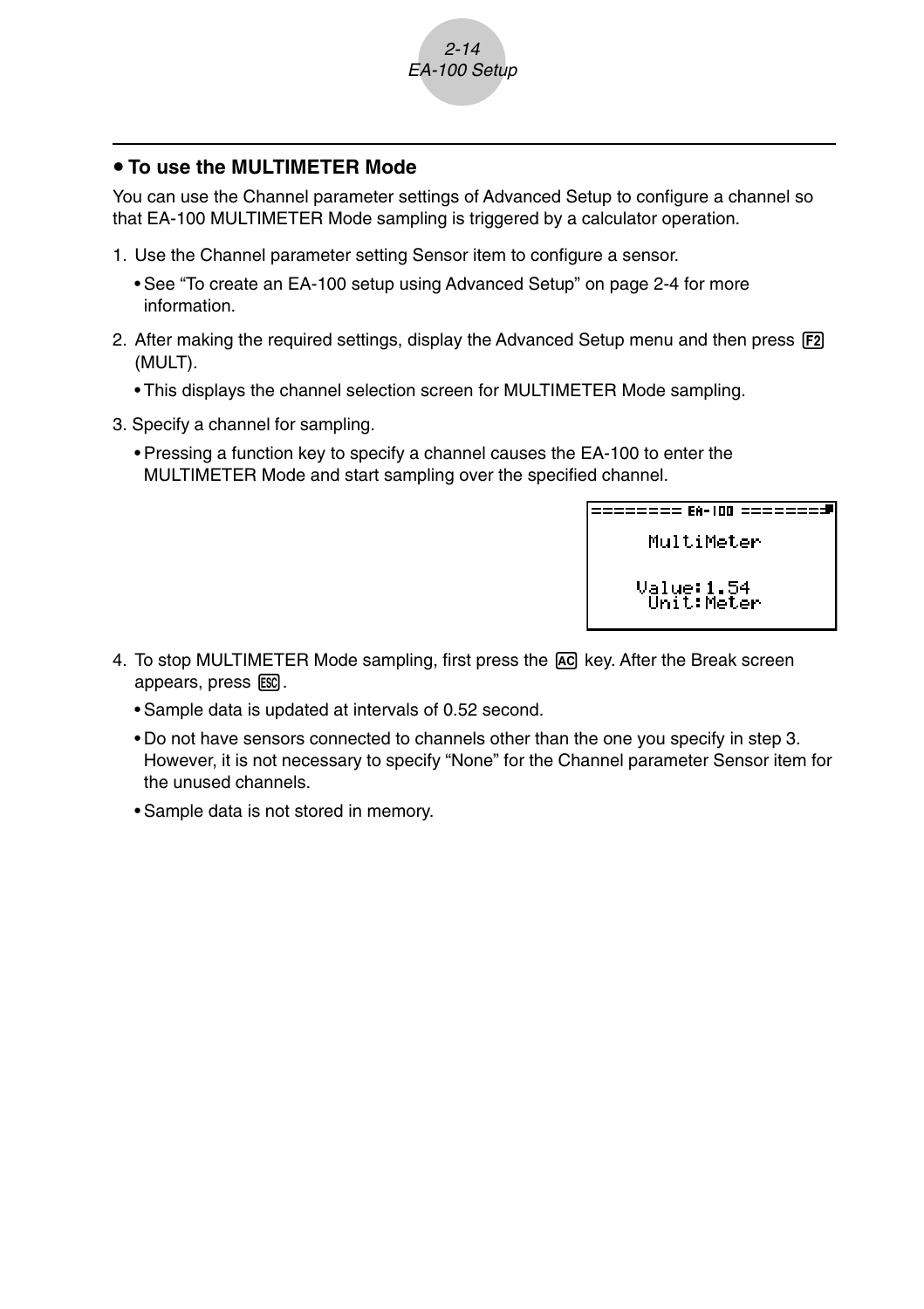## • To use the MULTIMETER Mode

You can use the Channel parameter settings of Advanced Setup to configure a channel so that EA-100 MULTIMETER Mode sampling is triggered by a calculator operation.

1. Use the Channel parameter setting Sensor item to configure a sensor.
   - See "To create an EA-100 setup using Advanced Setup" on page 2-4 for more information.
2. After making the required settings, display the Advanced Setup menu and then press F2 (MULT).
   - This displays the channel selection screen for MULTIMETER Mode sampling.
3. Specify a channel for sampling.
   - Pressing a function key to specify a channel causes the EA-100 to enter the MULTIMETER Mode and start sampling over the specified channel.

```
======== EA-100 ========
     MultiMeter

    Value:1.54
     Unit:Meter
```

4. To stop MULTIMETER Mode sampling, first press the AC key. After the Break screen appears, press ESC.
   - Sample data is updated at intervals of 0.52 second.
   - Do not have sensors connected to channels other than the one you specify in step 3. However, it is not necessary to specify "None" for the Channel parameter Sensor item for the unused channels.
   - Sample data is not stored in memory.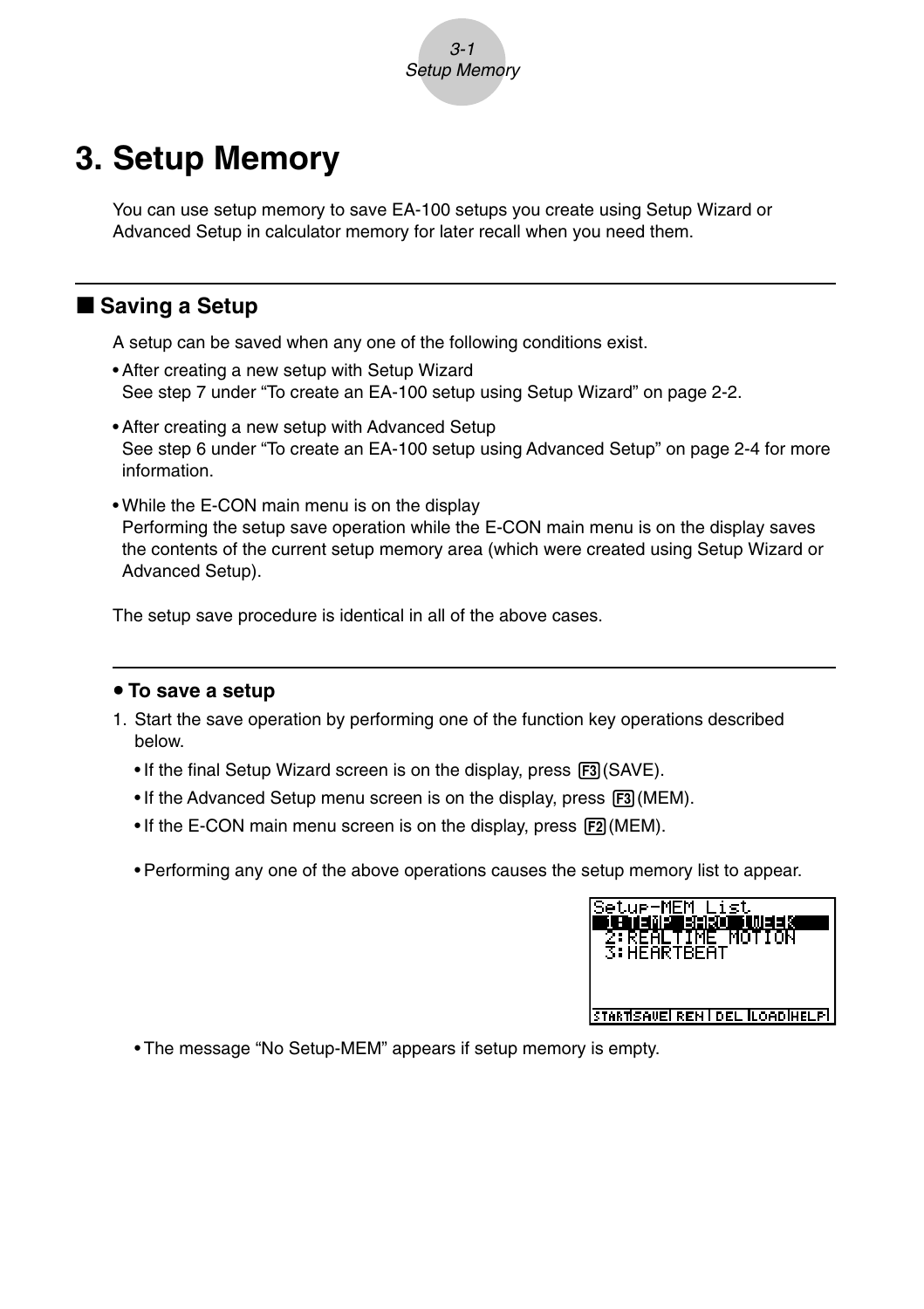# 3. Setup Memory

You can use setup memory to save EA-100 setups you create using Setup Wizard or Advanced Setup in calculator memory for later recall when you need them.

## ■ Saving a Setup

A setup can be saved when any one of the following conditions exist.

- After creating a new setup with Setup Wizard
  See step 7 under "To create an EA-100 setup using Setup Wizard" on page 2-2.
- After creating a new setup with Advanced Setup
  See step 6 under "To create an EA-100 setup using Advanced Setup" on page 2-4 for more information.
- While the E-CON main menu is on the display
  Performing the setup save operation while the E-CON main menu is on the display saves the contents of the current setup memory area (which were created using Setup Wizard or Advanced Setup).

The setup save procedure is identical in all of the above cases.

### • To save a setup

1. Start the save operation by performing one of the function key operations described below.
   - If the final Setup Wizard screen is on the display, press F3 (SAVE).
   - If the Advanced Setup menu screen is on the display, press F3 (MEM).
   - If the E-CON main menu screen is on the display, press F2 (MEM).

   - Performing any one of the above operations causes the setup memory list to appear.

   ```
   Setup-MEM List
    1:TEMP BARO 1WEEK
    2:REALTIME MOTION
    3:HEARTBEAT

   START SAVE REN DEL LOAD HELP
   ```

   - The message "No Setup-MEM" appears if setup memory is empty.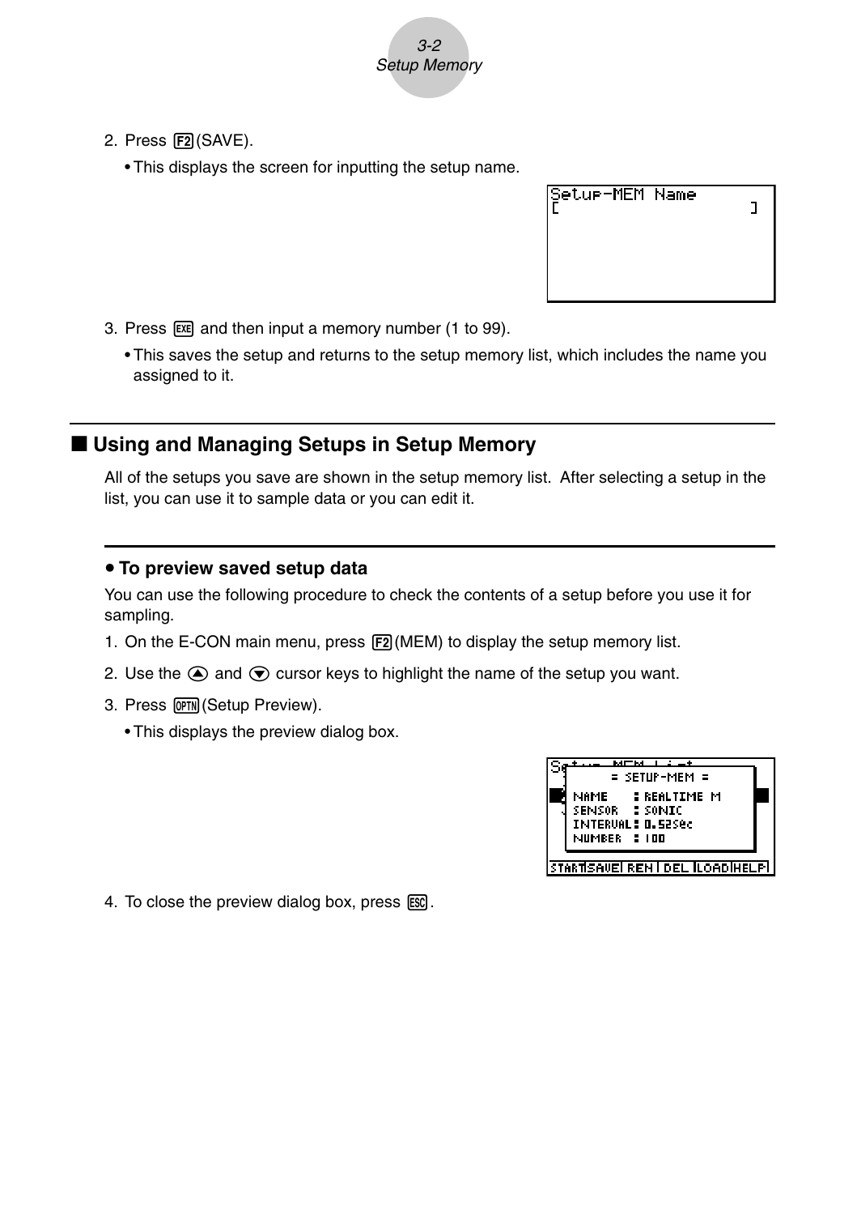2. Press F2(SAVE).
   - This displays the screen for inputting the setup name.

3. Press EXE and then input a memory number (1 to 99).
   - This saves the setup and returns to the setup memory list, which includes the name you assigned to it.

## ■ Using and Managing Setups in Setup Memory

All of the setups you save are shown in the setup memory list. After selecting a setup in the list, you can use it to sample data or you can edit it.

### • To preview saved setup data

You can use the following procedure to check the contents of a setup before you use it for sampling.

1. On the E-CON main menu, press F2(MEM) to display the setup memory list.
2. Use the ⏶ and ⏷ cursor keys to highlight the name of the setup you want.
3. Press OPTN(Setup Preview).
   - This displays the preview dialog box.

4. To close the preview dialog box, press ESC.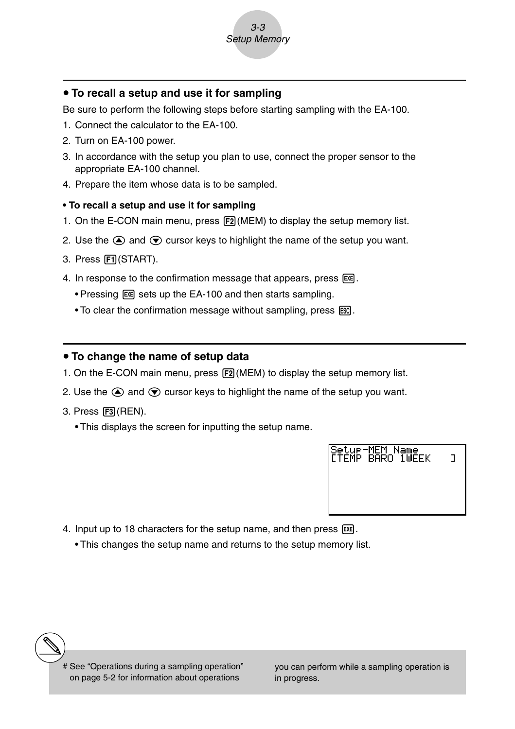### • To recall a setup and use it for sampling

Be sure to perform the following steps before starting sampling with the EA-100.

1. Connect the calculator to the EA-100.
2. Turn on EA-100 power.
3. In accordance with the setup you plan to use, connect the proper sensor to the appropriate EA-100 channel.
4. Prepare the item whose data is to be sampled.

**• To recall a setup and use it for sampling**

1. On the E-CON main menu, press F2(MEM) to display the setup memory list.
2. Use the ▲ and ▼ cursor keys to highlight the name of the setup you want.
3. Press F1(START).
4. In response to the confirmation message that appears, press EXE.
   - Pressing EXE sets up the EA-100 and then starts sampling.
   - To clear the confirmation message without sampling, press ESC.

### • To change the name of setup data

1. On the E-CON main menu, press F2(MEM) to display the setup memory list.
2. Use the ▲ and ▼ cursor keys to highlight the name of the setup you want.
3. Press F3(REN).
   - This displays the screen for inputting the setup name.

```
Setup-MEM Name
[TEMP BARO 1WEEK    ]
```

4. Input up to 18 characters for the setup name, and then press EXE.
   - This changes the setup name and returns to the setup memory list.

# See "Operations during a sampling operation" on page 5-2 for information about operations you can perform while a sampling operation is in progress.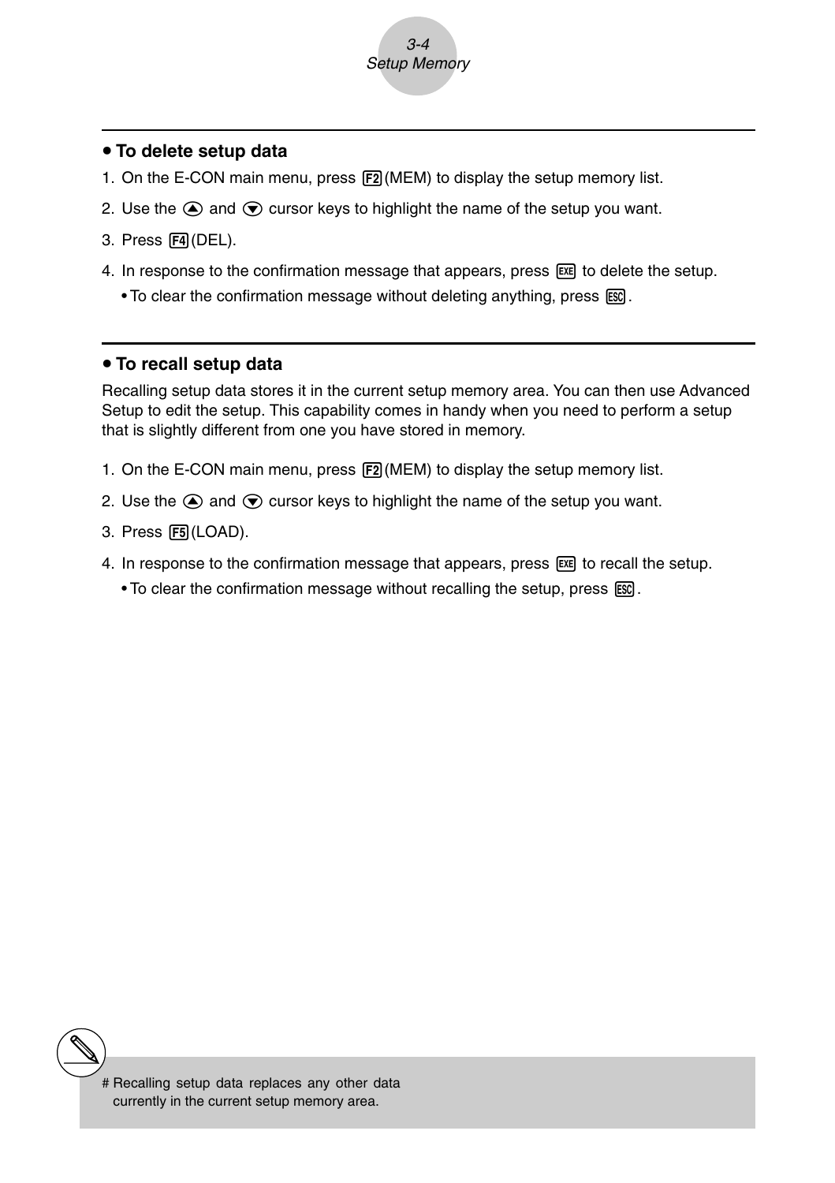## • To delete setup data

1. On the E-CON main menu, press F2(MEM) to display the setup memory list.
2. Use the ⏶ and ⏷ cursor keys to highlight the name of the setup you want.
3. Press F4(DEL).
4. In response to the confirmation message that appears, press EXE to delete the setup.
   - To clear the confirmation message without deleting anything, press ESC.

## • To recall setup data

Recalling setup data stores it in the current setup memory area. You can then use Advanced Setup to edit the setup. This capability comes in handy when you need to perform a setup that is slightly different from one you have stored in memory.

1. On the E-CON main menu, press F2(MEM) to display the setup memory list.
2. Use the ⏶ and ⏷ cursor keys to highlight the name of the setup you want.
3. Press F5(LOAD).
4. In response to the confirmation message that appears, press EXE to recall the setup.
   - To clear the confirmation message without recalling the setup, press ESC.

# Recalling setup data replaces any other data currently in the current setup memory area.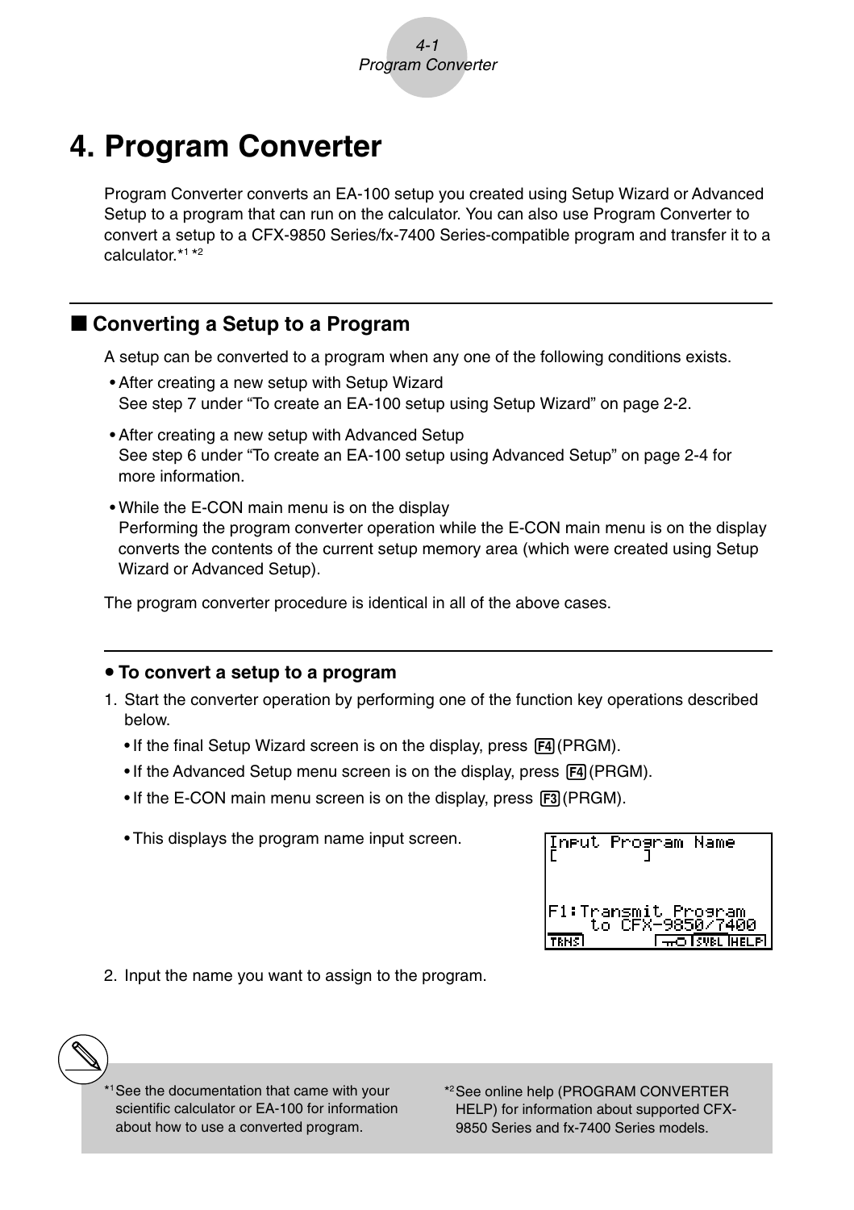# 4. Program Converter

Program Converter converts an EA-100 setup you created using Setup Wizard or Advanced Setup to a program that can run on the calculator. You can also use Program Converter to convert a setup to a CFX-9850 Series/fx-7400 Series-compatible program and transfer it to a calculator.*1 *2

## ■ Converting a Setup to a Program

A setup can be converted to a program when any one of the following conditions exists.

- After creating a new setup with Setup Wizard
  See step 7 under "To create an EA-100 setup using Setup Wizard" on page 2-2.
- After creating a new setup with Advanced Setup
  See step 6 under "To create an EA-100 setup using Advanced Setup" on page 2-4 for more information.
- While the E-CON main menu is on the display
  Performing the program converter operation while the E-CON main menu is on the display converts the contents of the current setup memory area (which were created using Setup Wizard or Advanced Setup).

The program converter procedure is identical in all of the above cases.

### • To convert a setup to a program

1. Start the converter operation by performing one of the function key operations described below.
   - If the final Setup Wizard screen is on the display, press F4 (PRGM).
   - If the Advanced Setup menu screen is on the display, press F4 (PRGM).
   - If the E-CON main menu screen is on the display, press F3 (PRGM).
   - This displays the program name input screen.

```
Input Program Name
[        ]


F1:Transmit Program
    to CFX-9850/7400
TRNS          SYBL HELP
```

2. Input the name you want to assign to the program.

*1 See the documentation that came with your scientific calculator or EA-100 for information about how to use a converted program.

*2 See online help (PROGRAM CONVERTER HELP) for information about supported CFX-9850 Series and fx-7400 Series models.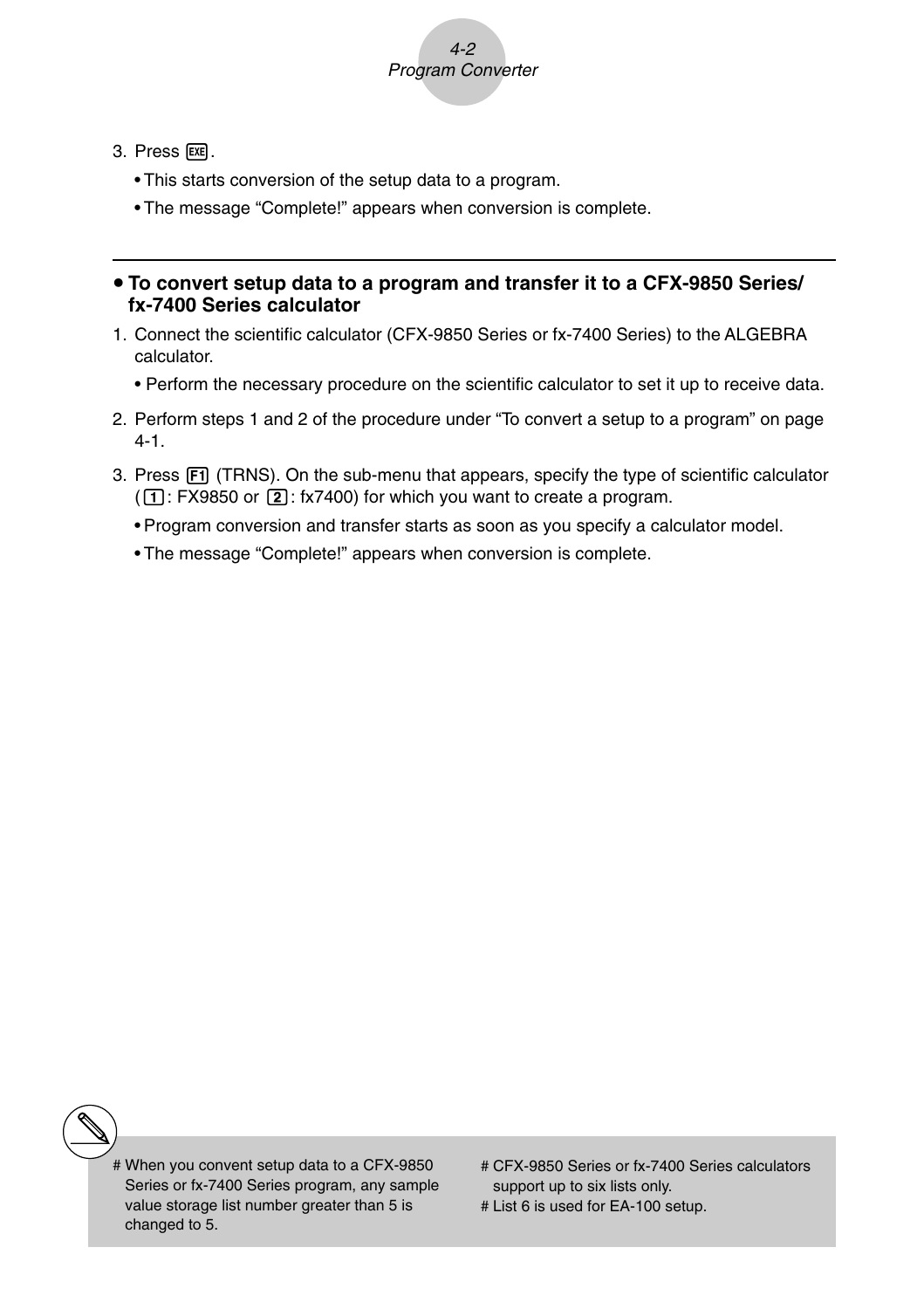3. Press EXE.
   - This starts conversion of the setup data to a program.
   - The message “Complete!” appears when conversion is complete.

---

**• To convert setup data to a program and transfer it to a CFX-9850 Series/ fx-7400 Series calculator**

1. Connect the scientific calculator (CFX-9850 Series or fx-7400 Series) to the ALGEBRA calculator.
   - Perform the necessary procedure on the scientific calculator to set it up to receive data.
2. Perform steps 1 and 2 of the procedure under “To convert a setup to a program” on page 4-1.
3. Press F1 (TRNS). On the sub-menu that appears, specify the type of scientific calculator (1: FX9850 or 2: fx7400) for which you want to create a program.
   - Program conversion and transfer starts as soon as you specify a calculator model.
   - The message “Complete!” appears when conversion is complete.

# When you convent setup data to a CFX-9850 Series or fx-7400 Series program, any sample value storage list number greater than 5 is changed to 5.

# CFX-9850 Series or fx-7400 Series calculators support up to six lists only.

# List 6 is used for EA-100 setup.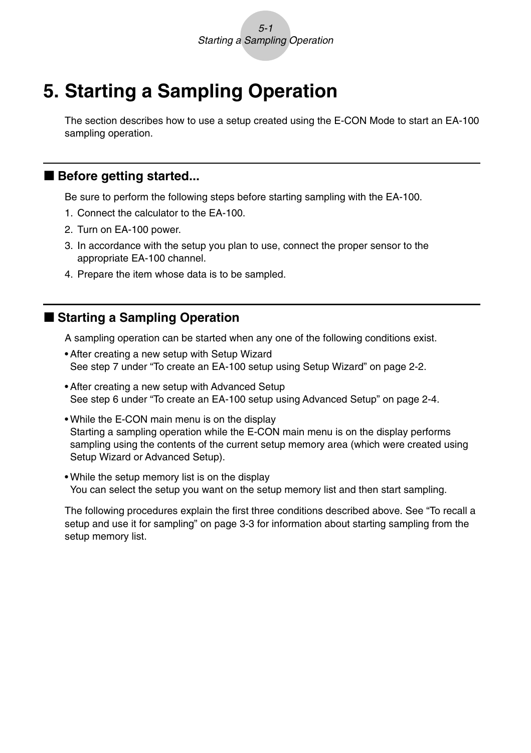# 5. Starting a Sampling Operation

The section describes how to use a setup created using the E-CON Mode to start an EA-100 sampling operation.

## ■ Before getting started...

Be sure to perform the following steps before starting sampling with the EA-100.

1. Connect the calculator to the EA-100.
2. Turn on EA-100 power.
3. In accordance with the setup you plan to use, connect the proper sensor to the appropriate EA-100 channel.
4. Prepare the item whose data is to be sampled.

## ■ Starting a Sampling Operation

A sampling operation can be started when any one of the following conditions exist.

- After creating a new setup with Setup Wizard
  See step 7 under "To create an EA-100 setup using Setup Wizard" on page 2-2.
- After creating a new setup with Advanced Setup
  See step 6 under "To create an EA-100 setup using Advanced Setup" on page 2-4.
- While the E-CON main menu is on the display
  Starting a sampling operation while the E-CON main menu is on the display performs sampling using the contents of the current setup memory area (which were created using Setup Wizard or Advanced Setup).
- While the setup memory list is on the display
  You can select the setup you want on the setup memory list and then start sampling.

The following procedures explain the first three conditions described above. See "To recall a setup and use it for sampling" on page 3-3 for information about starting sampling from the setup memory list.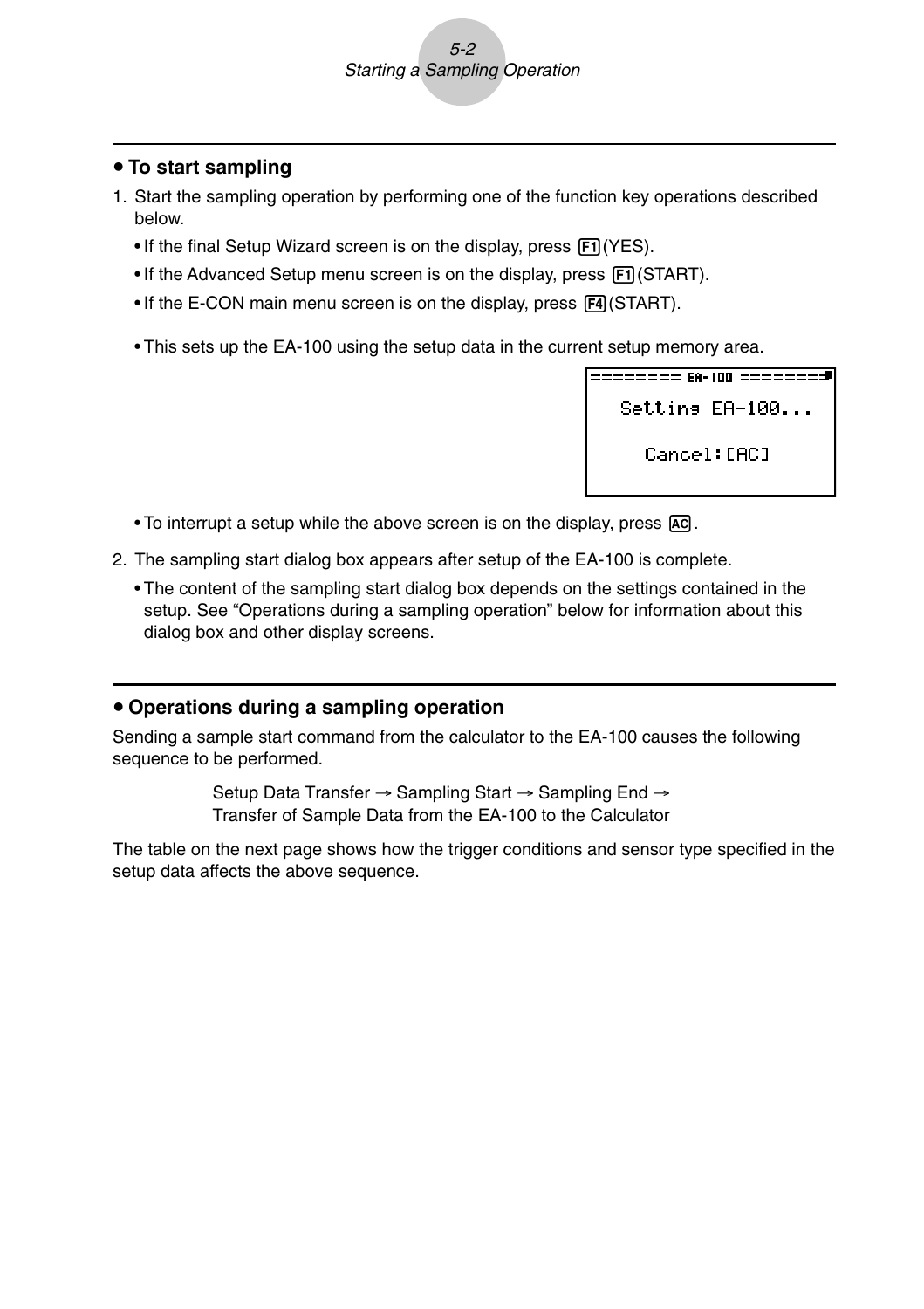### • To start sampling

1. Start the sampling operation by performing one of the function key operations described below.
   - If the final Setup Wizard screen is on the display, press F1(YES).
   - If the Advanced Setup menu screen is on the display, press F1(START).
   - If the E-CON main menu screen is on the display, press F4(START).

   - This sets up the EA-100 using the setup data in the current setup memory area.

```
======== EA-100 ========
   Setting EA-100...

      Cancel:[AC]
```

   - To interrupt a setup while the above screen is on the display, press AC.

2. The sampling start dialog box appears after setup of the EA-100 is complete.
   - The content of the sampling start dialog box depends on the settings contained in the setup. See "Operations during a sampling operation" below for information about this dialog box and other display screens.

### • Operations during a sampling operation

Sending a sample start command from the calculator to the EA-100 causes the following sequence to be performed.

Setup Data Transfer → Sampling Start → Sampling End → Transfer of Sample Data from the EA-100 to the Calculator

The table on the next page shows how the trigger conditions and sensor type specified in the setup data affects the above sequence.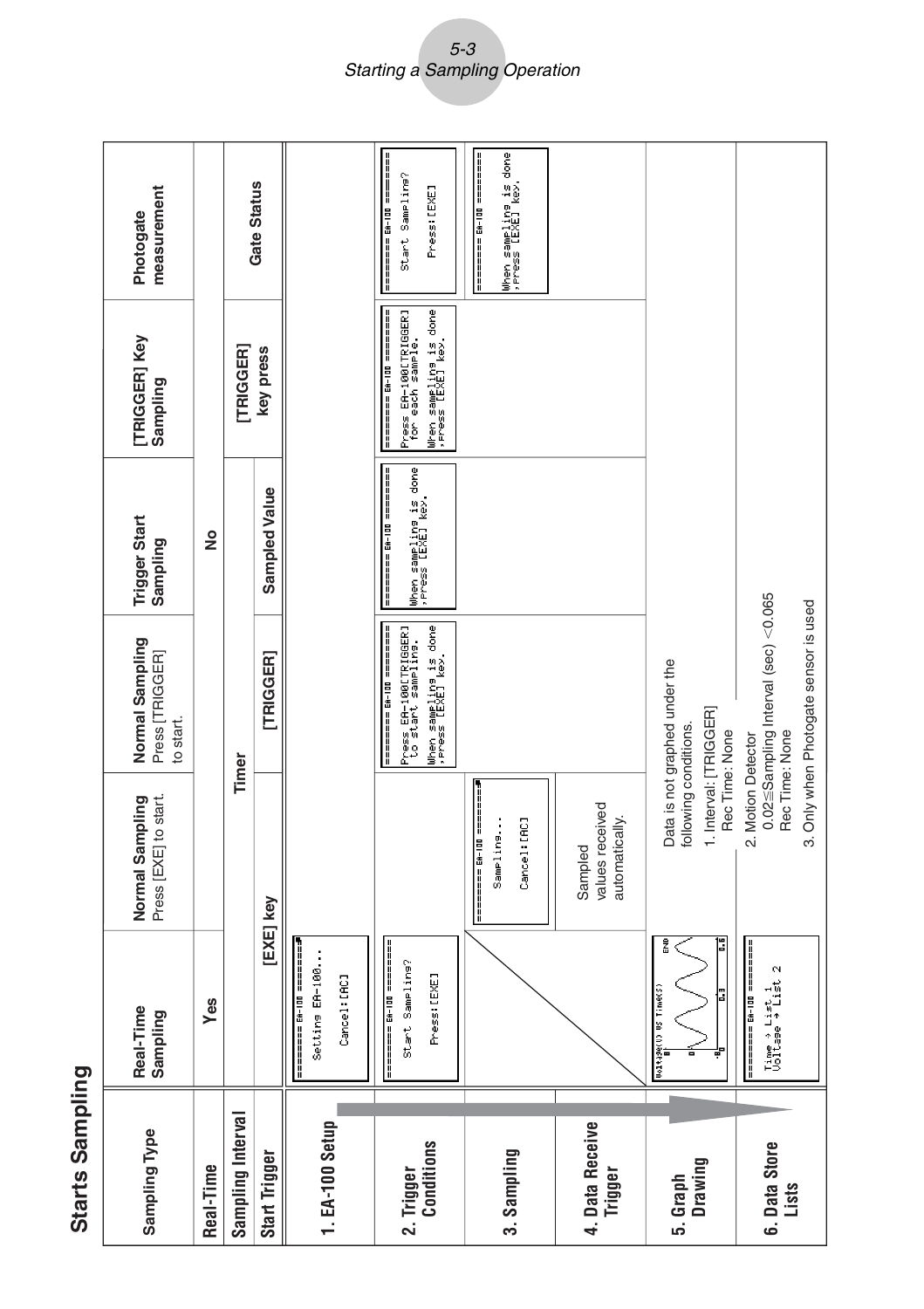## Starts Sampling

| Sampling Type | Real-Time Sampling | Normal Sampling Press [EXE] to start. | Normal Sampling Press [TRIGGER] to start. | Trigger Start Sampling | [TRIGGER] Key Sampling | Photogate measurement |
|---|---|---|---|---|---|---|
| **Real-Time** | Yes | No | | | | |
| **Sampling Interval** | | Timer | | | [TRIGGER] key press | Gate Status |
| **Start Trigger** | [EXE] key | | [TRIGGER] | Sampled Value | | |
| **1. EA-100 Setup** | Setting EA-100... Cancel:[AC] | | | | | |
| **2. Trigger Conditions** | Start Sampling? Press:[EXE] | | Press EA-100[TRIGGER] to start sampling. When sampling is done, press [EXE] key. | When sampling is done, press [EXE] key. | Press EA-100[TRIGGER] for each sample. When sampling is done, press [EXE] key. | Start Sampling? Press:[EXE] |
| **3. Sampling** | | Sampling... Cancel:[AC] | | | | When sampling is done, press [EXE] key. |
| **4. Data Receive Trigger** | | Sampled values received automatically. | | | | |
| **5. Graph Drawing** | Voltage(V) VS Time(S) END | Data is not graphed under the following conditions. 1. Interval: [TRIGGER] Rec Time: None 2. Motion Detector $0.02 \leqq$ Sampling Interval (sec) $< 0.065$ Rec Time: None 3. Only when Photogate sensor is used | | | | |
| **6. Data Store Lists** | Time → List 1 Voltage → List 2 | | | | | |